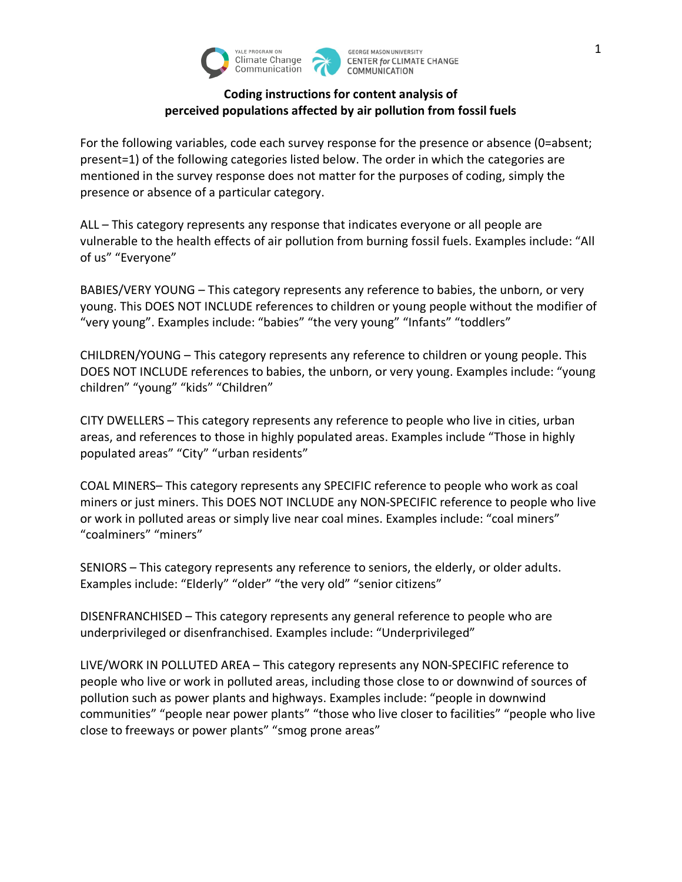**Coding instructions for content analysis of perceived populations affected by air pollution from fossil fuels**

For the following variables, code each survey response for the presence or absence (0=absent; present=1) of the following categories listed below. The order in which the categories are mentioned in the survey response does not matter for the purposes of coding, simply the presence or absence of a particular category.

ALL – This category represents any response that indicates everyone or all people are vulnerable to the health effects of air pollution from burning fossil fuels. Examples include: “All of us” “Everyone”

BABIES/VERY YOUNG – This category represents any reference to babies, the unborn, or very young. This DOES NOT INCLUDE references to children or young people without the modifier of “very young”. Examples include: “babies” “the very young” “Infants” “toddlers”

CHILDREN/YOUNG – This category represents any reference to children or young people. This DOES NOT INCLUDE references to babies, the unborn, or very young. Examples include: “young children” “young” “kids” “Children”

CITY DWELLERS – This category represents any reference to people who live in cities, urban areas, and references to those in highly populated areas. Examples include “Those in highly populated areas” “City” “urban residents”

COAL MINERS– This category represents any SPECIFIC reference to people who work as coal miners or just miners. This DOES NOT INCLUDE any NON-SPECIFIC reference to people who live or work in polluted areas or simply live near coal mines. Examples include: “coal miners” “coalminers” “miners”

SENIORS – This category represents any reference to seniors, the elderly, or older adults. Examples include: “Elderly” “older” “the very old” “senior citizens”

DISENFRANCHISED – This category represents any general reference to people who are underprivileged or disenfranchised. Examples include: “Underprivileged”

LIVE/WORK IN POLLUTED AREA – This category represents any NON-SPECIFIC reference to people who live or work in polluted areas, including those close to or downwind of sources of pollution such as power plants and highways. Examples include: “people in downwind communities” “people near power plants” “those who live closer to facilities” “people who live close to freeways or power plants” “smog prone areas”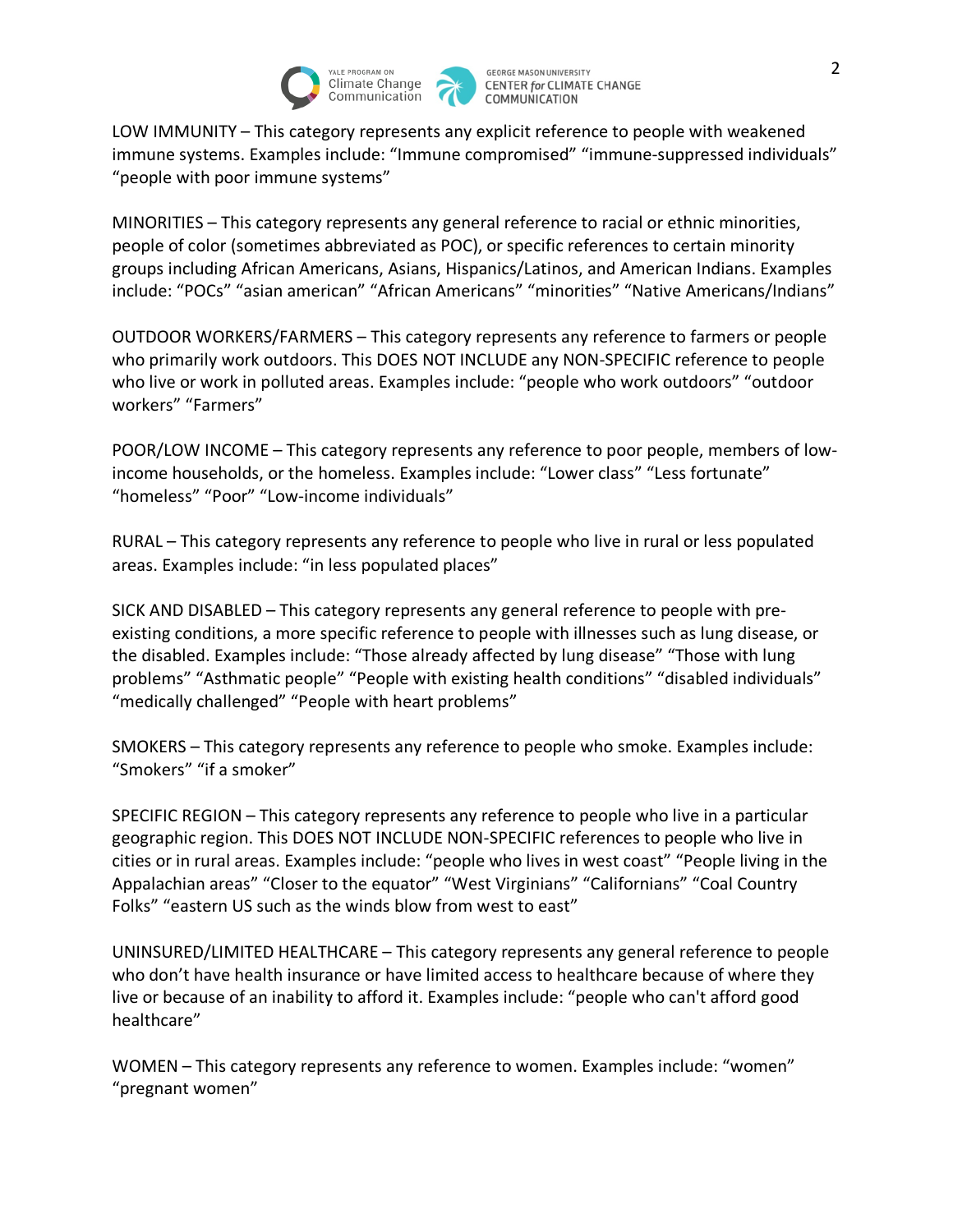LOW IMMUNITY – This category represents any explicit reference to people with weakened immune systems. Examples include: “Immune compromised” “immune-suppressed individuals” “people with poor immune systems”

MINORITIES – This category represents any general reference to racial or ethnic minorities, people of color (sometimes abbreviated as POC), or specific references to certain minority groups including African Americans, Asians, Hispanics/Latinos, and American Indians. Examples include: “POCs” “asian american” “African Americans” “minorities” “Native Americans/Indians”

OUTDOOR WORKERS/FARMERS – This category represents any reference to farmers or people who primarily work outdoors. This DOES NOT INCLUDE any NON-SPECIFIC reference to people who live or work in polluted areas. Examples include: “people who work outdoors” “outdoor workers” “Farmers”

POOR/LOW INCOME – This category represents any reference to poor people, members of low-income households, or the homeless. Examples include: “Lower class” “Less fortunate” “homeless” “Poor” “Low-income individuals”

RURAL – This category represents any reference to people who live in rural or less populated areas. Examples include: “in less populated places”

SICK AND DISABLED – This category represents any general reference to people with pre-existing conditions, a more specific reference to people with illnesses such as lung disease, or the disabled. Examples include: “Those already affected by lung disease” “Those with lung problems” “Asthmatic people” “People with existing health conditions” “disabled individuals” “medically challenged” “People with heart problems”

SMOKERS – This category represents any reference to people who smoke. Examples include: “Smokers” “if a smoker”

SPECIFIC REGION – This category represents any reference to people who live in a particular geographic region. This DOES NOT INCLUDE NON-SPECIFIC references to people who live in cities or in rural areas. Examples include: “people who lives in west coast” “People living in the Appalachian areas” “Closer to the equator” “West Virginians” “Californians” “Coal Country Folks” “eastern US such as the winds blow from west to east”

UNINSURED/LIMITED HEALTHCARE – This category represents any general reference to people who don’t have health insurance or have limited access to healthcare because of where they live or because of an inability to afford it. Examples include: “people who can't afford good healthcare”

WOMEN – This category represents any reference to women. Examples include: “women” “pregnant women”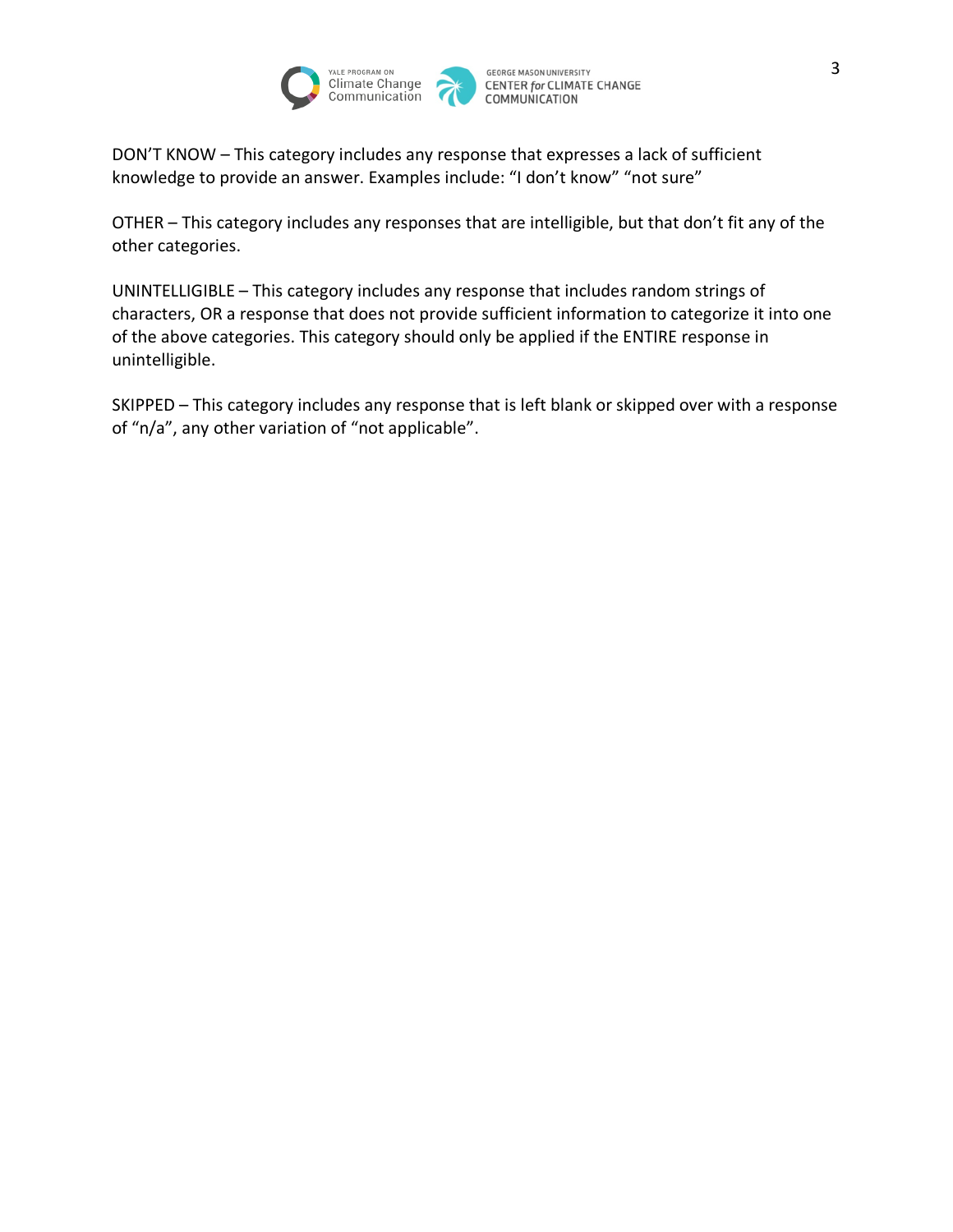DON'T KNOW – This category includes any response that expresses a lack of sufficient knowledge to provide an answer. Examples include: "I don't know" "not sure"

OTHER – This category includes any responses that are intelligible, but that don't fit any of the other categories.

UNINTELLIGIBLE – This category includes any response that includes random strings of characters, OR a response that does not provide sufficient information to categorize it into one of the above categories. This category should only be applied if the ENTIRE response in unintelligible.

SKIPPED – This category includes any response that is left blank or skipped over with a response of "n/a", any other variation of "not applicable".